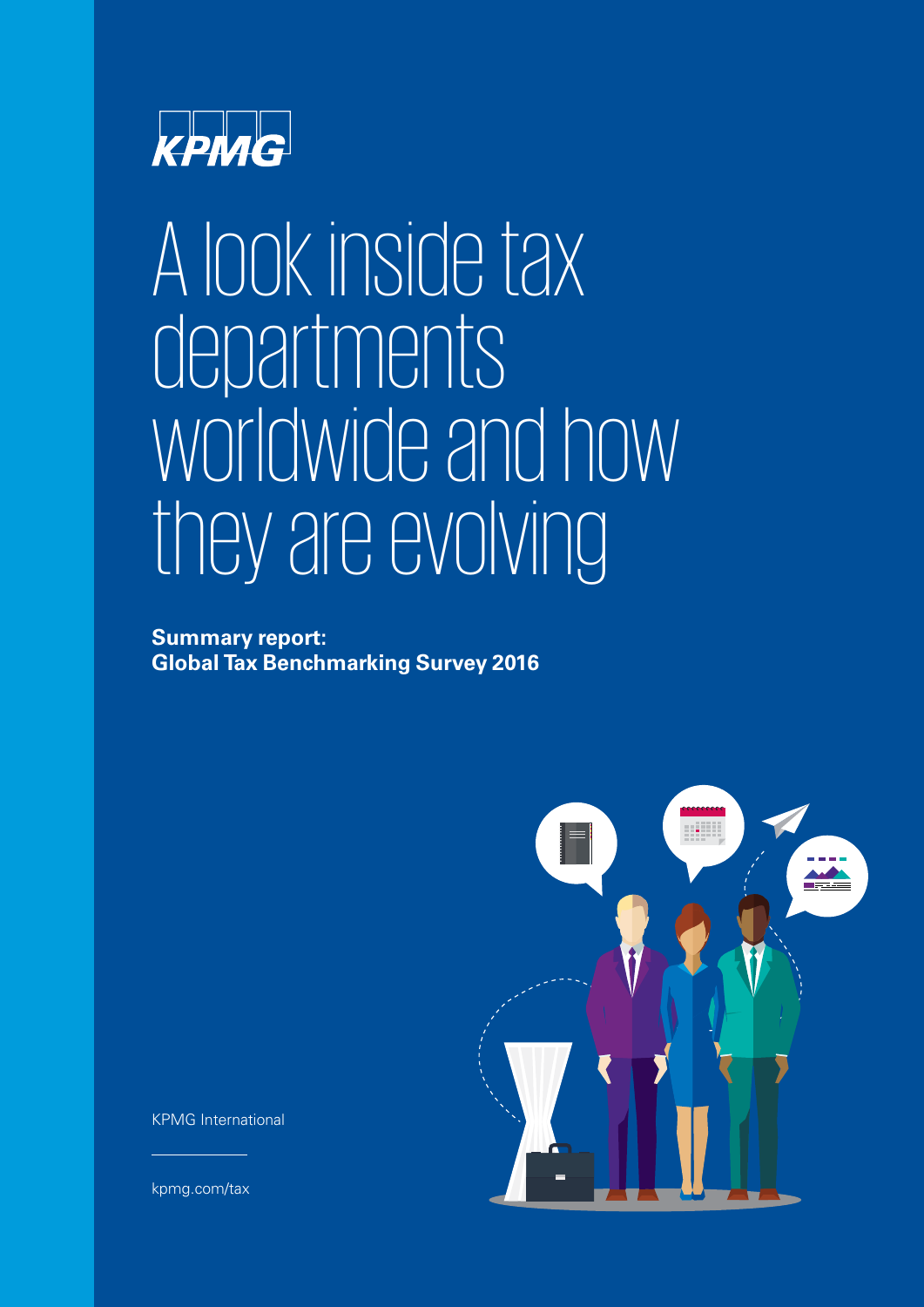KPMG

# A look inside tax departments worldwide and how they are evolving

**Summary report:**
**Global Tax Benchmarking Survey 2016**

KPMG International

kpmg.com/tax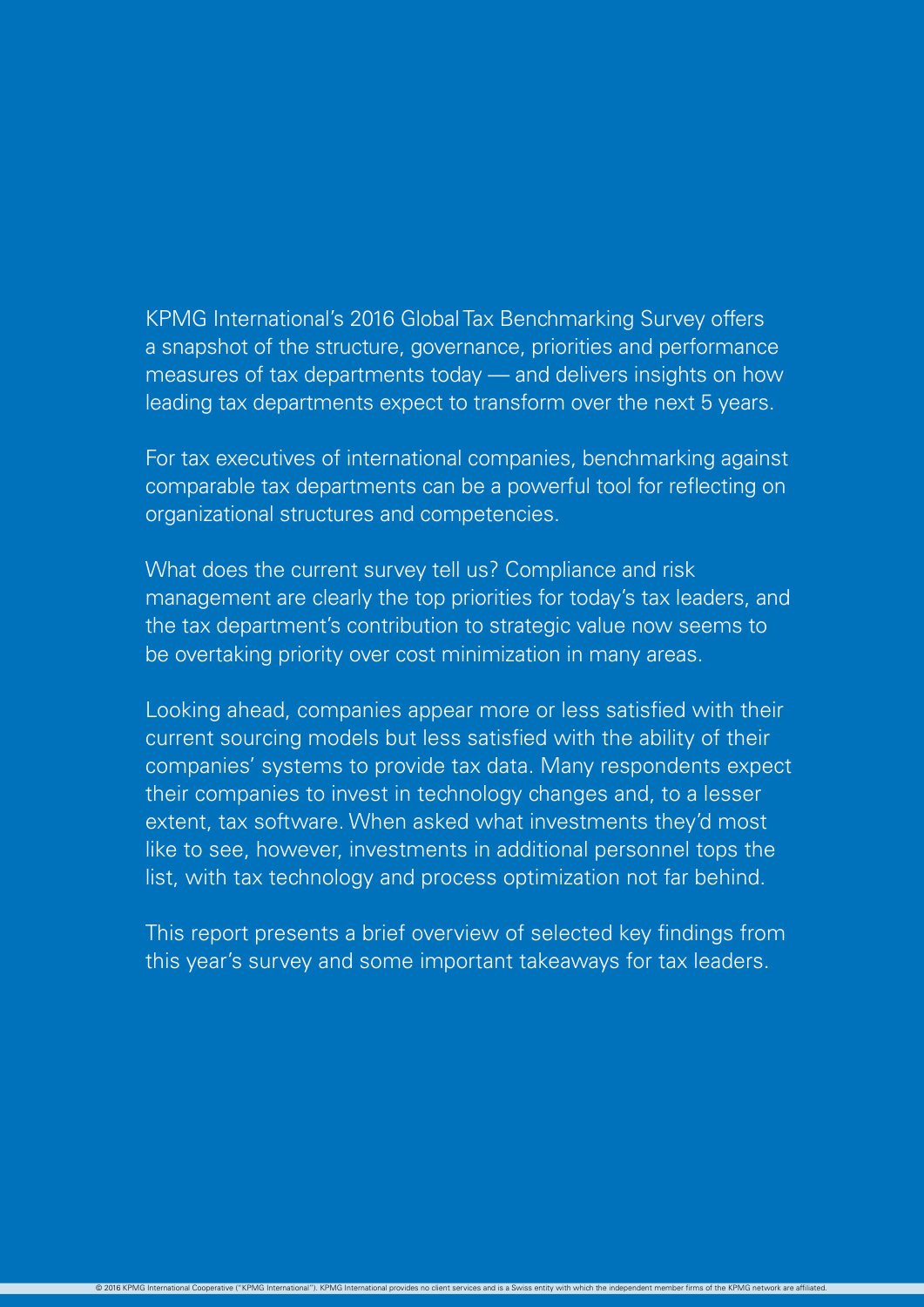KPMG International's 2016 Global Tax Benchmarking Survey offers a snapshot of the structure, governance, priorities and performance measures of tax departments today — and delivers insights on how leading tax departments expect to transform over the next 5 years.

For tax executives of international companies, benchmarking against comparable tax departments can be a powerful tool for reflecting on organizational structures and competencies.

What does the current survey tell us? Compliance and risk management are clearly the top priorities for today's tax leaders, and the tax department's contribution to strategic value now seems to be overtaking priority over cost minimization in many areas.

Looking ahead, companies appear more or less satisfied with their current sourcing models but less satisfied with the ability of their companies' systems to provide tax data. Many respondents expect their companies to invest in technology changes and, to a lesser extent, tax software. When asked what investments they'd most like to see, however, investments in additional personnel tops the list, with tax technology and process optimization not far behind.

This report presents a brief overview of selected key findings from this year's survey and some important takeaways for tax leaders.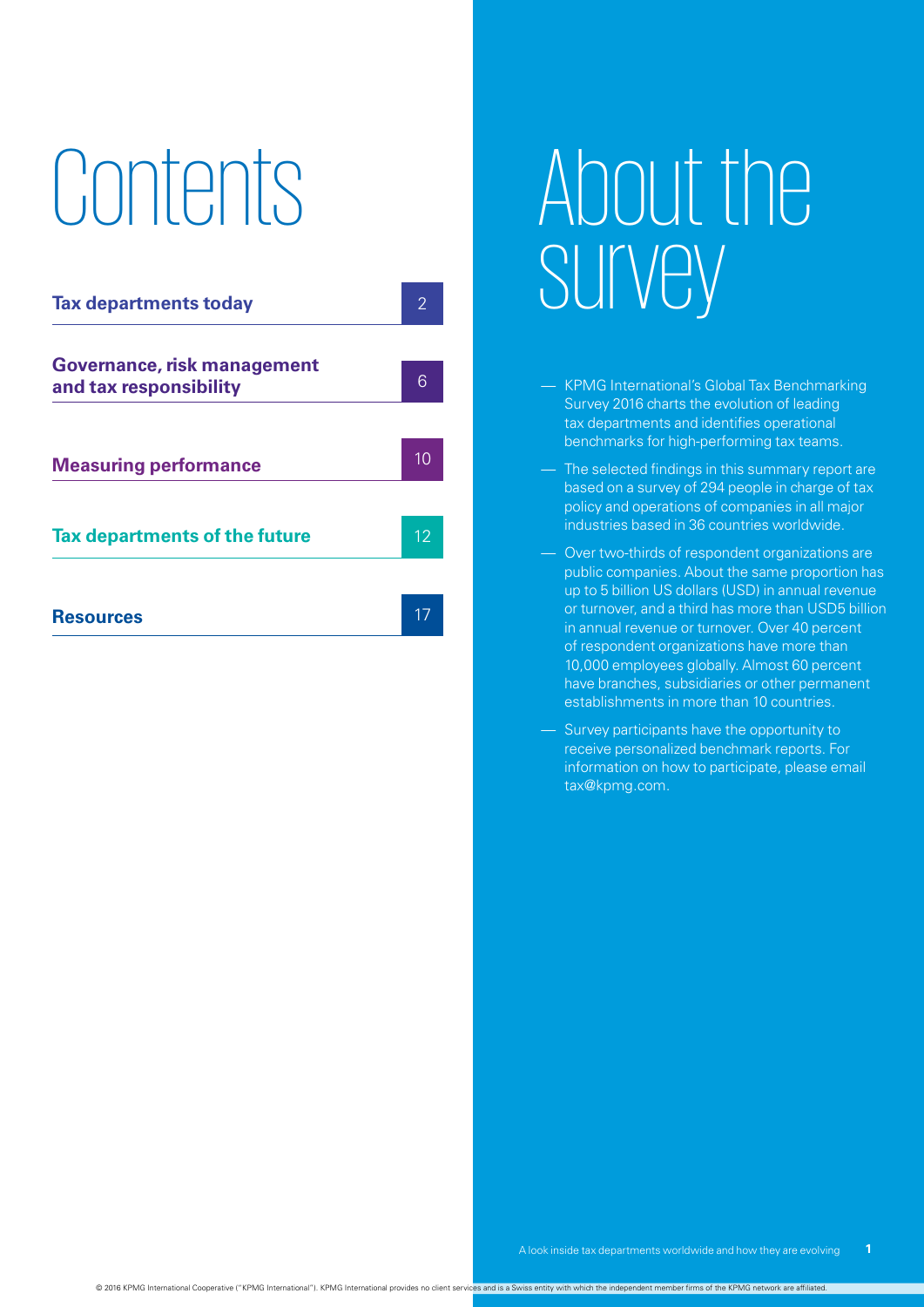# Contents

| | |
|---|---|
| **Tax departments today** | 2 |
| **Governance, risk management and tax responsibility** | 6 |
| **Measuring performance** | 10 |
| **Tax departments of the future** | 12 |
| **Resources** | 17 |

# About the survey

- KPMG International's Global Tax Benchmarking Survey 2016 charts the evolution of leading tax departments and identifies operational benchmarks for high-performing tax teams.
- The selected findings in this summary report are based on a survey of 294 people in charge of tax policy and operations of companies in all major industries based in 36 countries worldwide.
- Over two-thirds of respondent organizations are public companies. About the same proportion has up to 5 billion US dollars (USD) in annual revenue or turnover, and a third has more than USD5 billion in annual revenue or turnover. Over 40 percent of respondent organizations have more than 10,000 employees globally. Almost 60 percent have branches, subsidiaries or other permanent establishments in more than 10 countries.
- Survey participants have the opportunity to receive personalized benchmark reports. For information on how to participate, please email tax@kpmg.com.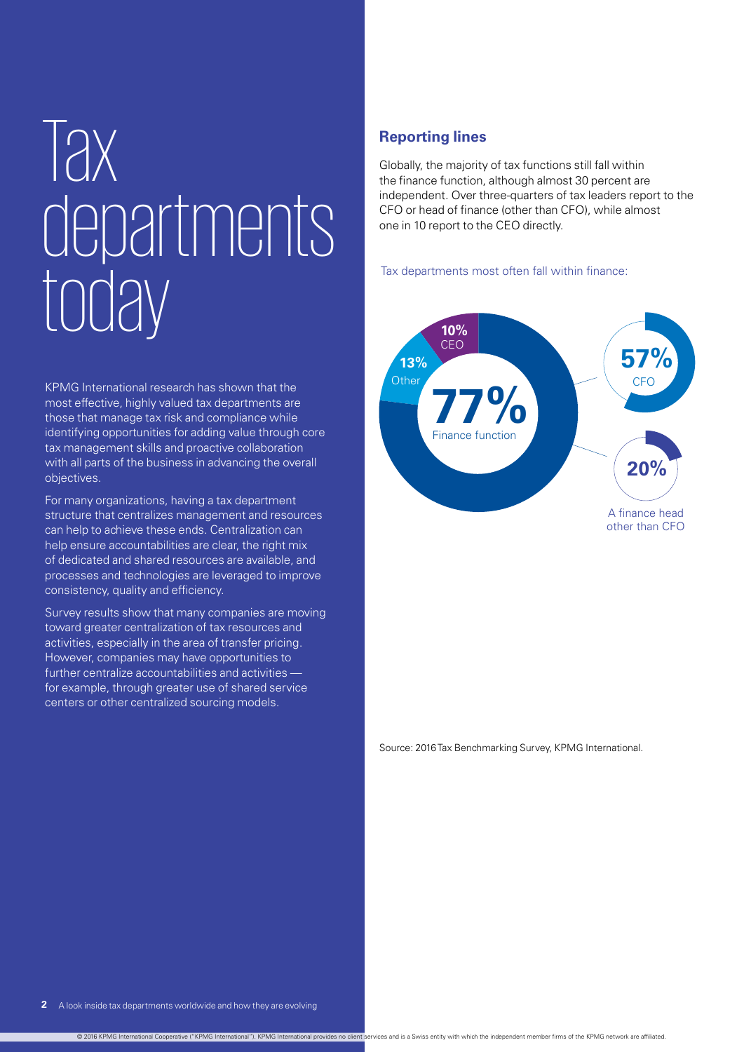# Tax departments today

KPMG International research has shown that the most effective, highly valued tax departments are those that manage tax risk and compliance while identifying opportunities for adding value through core tax management skills and proactive collaboration with all parts of the business in advancing the overall objectives.

For many organizations, having a tax department structure that centralizes management and resources can help to achieve these ends. Centralization can help ensure accountabilities are clear, the right mix of dedicated and shared resources are available, and processes and technologies are leveraged to improve consistency, quality and efficiency.

Survey results show that many companies are moving toward greater centralization of tax resources and activities, especially in the area of transfer pricing. However, companies may have opportunities to further centralize accountabilities and activities — for example, through greater use of shared service centers or other centralized sourcing models.

## Reporting lines

Globally, the majority of tax functions still fall within the finance function, although almost 30 percent are independent. Over three-quarters of tax leaders report to the CFO or head of finance (other than CFO), while almost one in 10 report to the CEO directly.

Tax departments most often fall within finance:

- 77% Finance function
  - 57% CFO
  - 20% A finance head other than CFO
- 13% Other
- 10% CEO

Source: 2016 Tax Benchmarking Survey, KPMG International.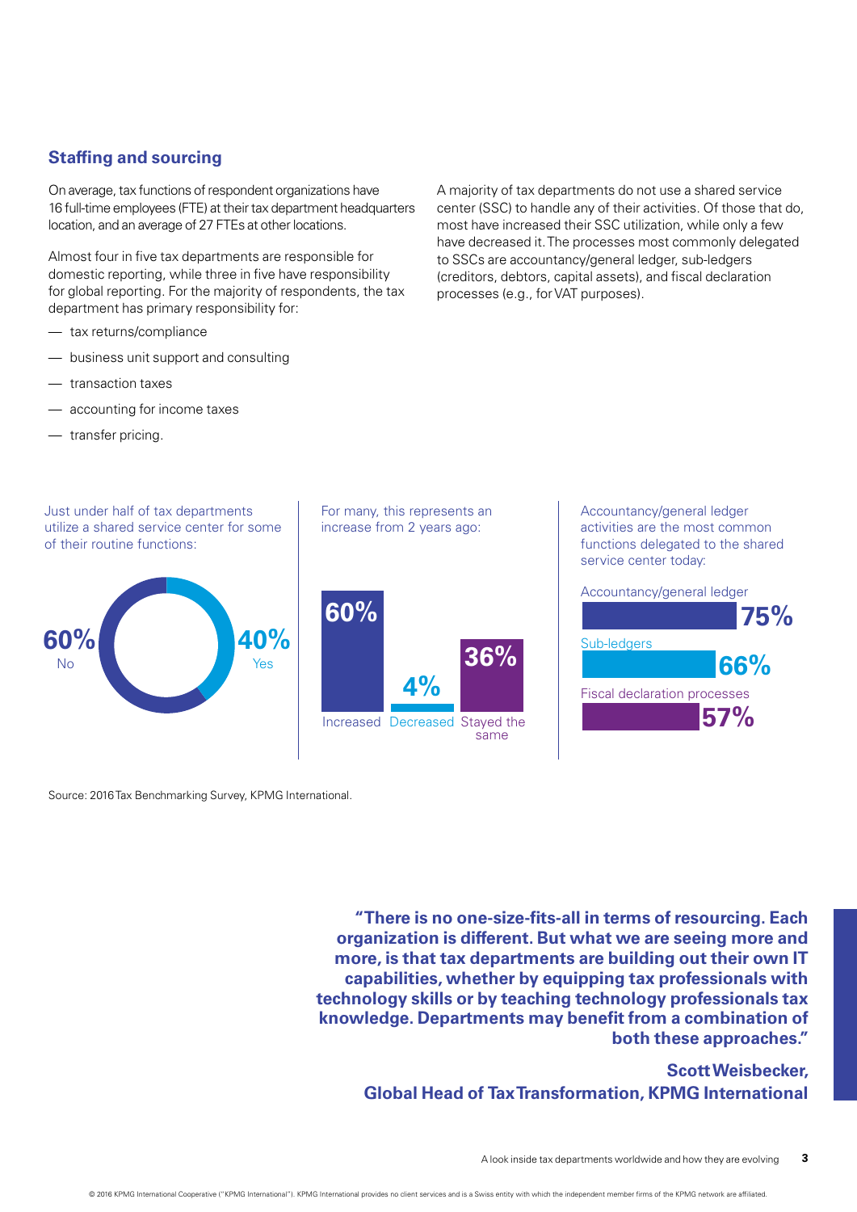## Staffing and sourcing

On average, tax functions of respondent organizations have 16 full-time employees (FTE) at their tax department headquarters location, and an average of 27 FTEs at other locations.

Almost four in five tax departments are responsible for domestic reporting, while three in five have responsibility for global reporting. For the majority of respondents, the tax department has primary responsibility for:

- tax returns/compliance
- business unit support and consulting
- transaction taxes
- accounting for income taxes
- transfer pricing.

A majority of tax departments do not use a shared service center (SSC) to handle any of their activities. Of those that do, most have increased their SSC utilization, while only a few have decreased it. The processes most commonly delegated to SSCs are accountancy/general ledger, sub-ledgers (creditors, debtors, capital assets), and fiscal declaration processes (e.g., for VAT purposes).

Just under half of tax departments utilize a shared service center for some of their routine functions:

| Response | % |
|---|---|
| No | 60% |
| Yes | 40% |

For many, this represents an increase from 2 years ago:

| Change | % |
|---|---|
| Increased | 60% |
| Decreased | 4% |
| Stayed the same | 36% |

Accountancy/general ledger activities are the most common functions delegated to the shared service center today:

| Function | % |
|---|---|
| Accountancy/general ledger | 75% |
| Sub-ledgers | 66% |
| Fiscal declaration processes | 57% |

Source: 2016 Tax Benchmarking Survey, KPMG International.

**"There is no one-size-fits-all in terms of resourcing. Each organization is different. But what we are seeing more and more, is that tax departments are building out their own IT capabilities, whether by equipping tax professionals with technology skills or by teaching technology professionals tax knowledge. Departments may benefit from a combination of both these approaches."**

**Scott Weisbecker,**
**Global Head of Tax Transformation, KPMG International**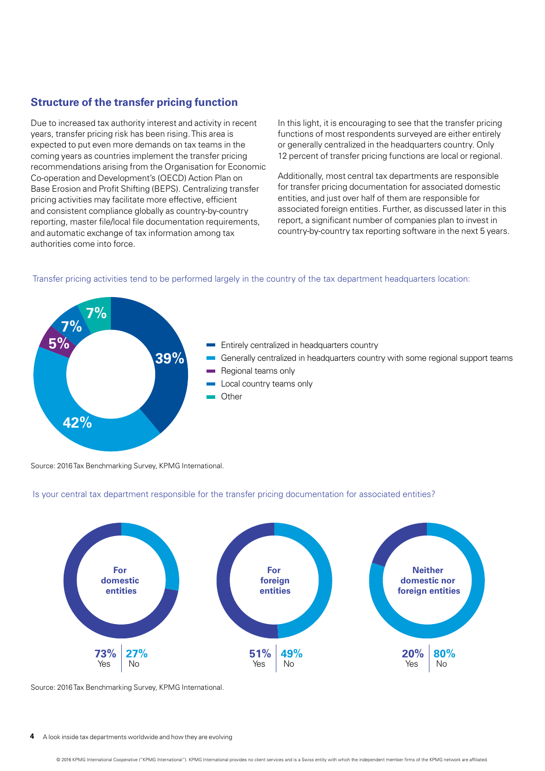## Structure of the transfer pricing function

Due to increased tax authority interest and activity in recent years, transfer pricing risk has been rising. This area is expected to put even more demands on tax teams in the coming years as countries implement the transfer pricing recommendations arising from the Organisation for Economic Co-operation and Development's (OECD) Action Plan on Base Erosion and Profit Shifting (BEPS). Centralizing transfer pricing activities may facilitate more effective, efficient and consistent compliance globally as country-by-country reporting, master file/local file documentation requirements, and automatic exchange of tax information among tax authorities come into force.

In this light, it is encouraging to see that the transfer pricing functions of most respondents surveyed are either entirely or generally centralized in the headquarters country. Only 12 percent of transfer pricing functions are local or regional.

Additionally, most central tax departments are responsible for transfer pricing documentation for associated domestic entities, and just over half of them are responsible for associated foreign entities. Further, as discussed later in this report, a significant number of companies plan to invest in country-by-country tax reporting software in the next 5 years.

Transfer pricing activities tend to be performed largely in the country of the tax department headquarters location:

| Location | Percentage |
|---|---|
| Entirely centralized in headquarters country | 39% |
| Generally centralized in headquarters country with some regional support teams | 42% |
| Regional teams only | 5% |
| Local country teams only | 7% |
| Other | 7% |

Source: 2016 Tax Benchmarking Survey, KPMG International.

Is your central tax department responsible for the transfer pricing documentation for associated entities?

| | Yes | No |
|---|---|---|
| For domestic entities | 73% | 27% |
| For foreign entities | 51% | 49% |
| Neither domestic nor foreign entities | 20% | 80% |

Source: 2016 Tax Benchmarking Survey, KPMG International.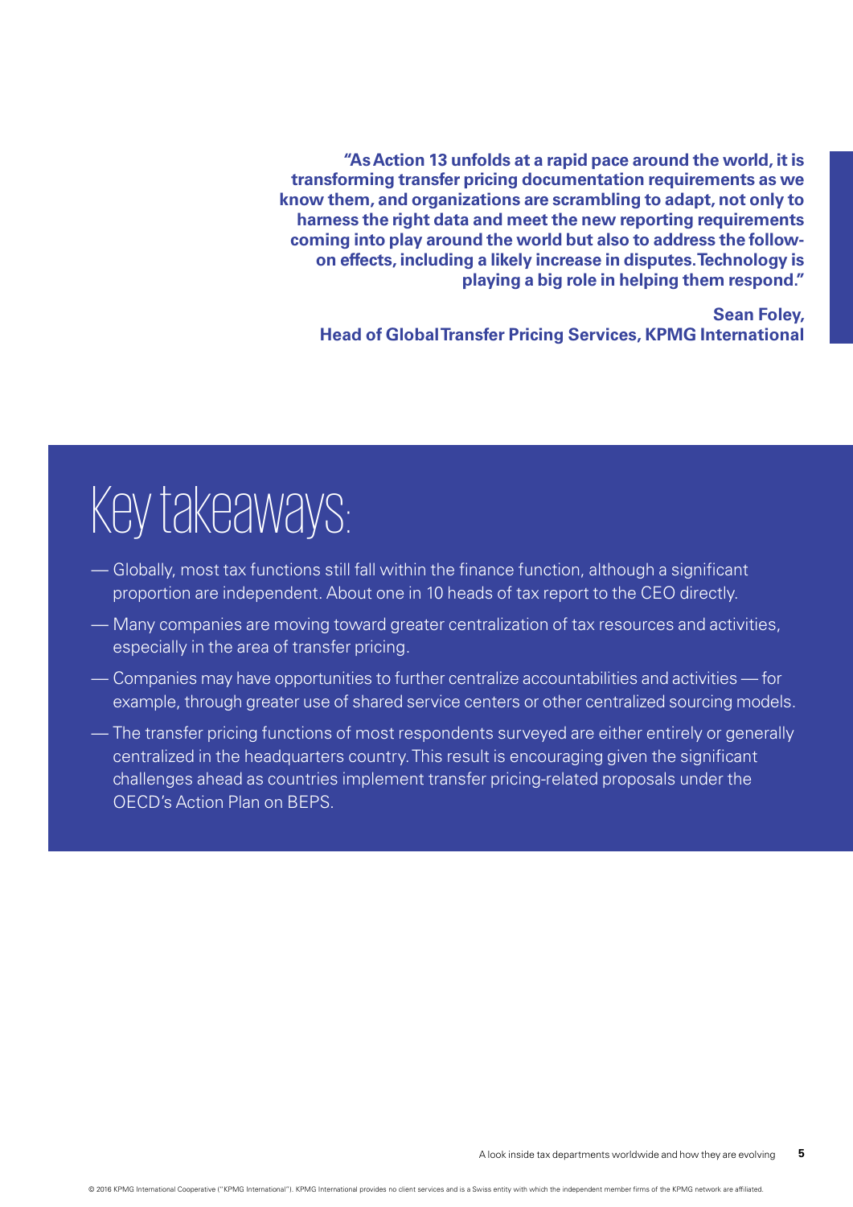**"As Action 13 unfolds at a rapid pace around the world, it is transforming transfer pricing documentation requirements as we know them, and organizations are scrambling to adapt, not only to harness the right data and meet the new reporting requirements coming into play around the world but also to address the follow-on effects, including a likely increase in disputes. Technology is playing a big role in helping them respond."**

**Sean Foley,**
**Head of Global Transfer Pricing Services, KPMG International**

# Key takeaways:

- Globally, most tax functions still fall within the finance function, although a significant proportion are independent. About one in 10 heads of tax report to the CEO directly.
- Many companies are moving toward greater centralization of tax resources and activities, especially in the area of transfer pricing.
- Companies may have opportunities to further centralize accountabilities and activities — for example, through greater use of shared service centers or other centralized sourcing models.
- The transfer pricing functions of most respondents surveyed are either entirely or generally centralized in the headquarters country. This result is encouraging given the significant challenges ahead as countries implement transfer pricing-related proposals under the OECD's Action Plan on BEPS.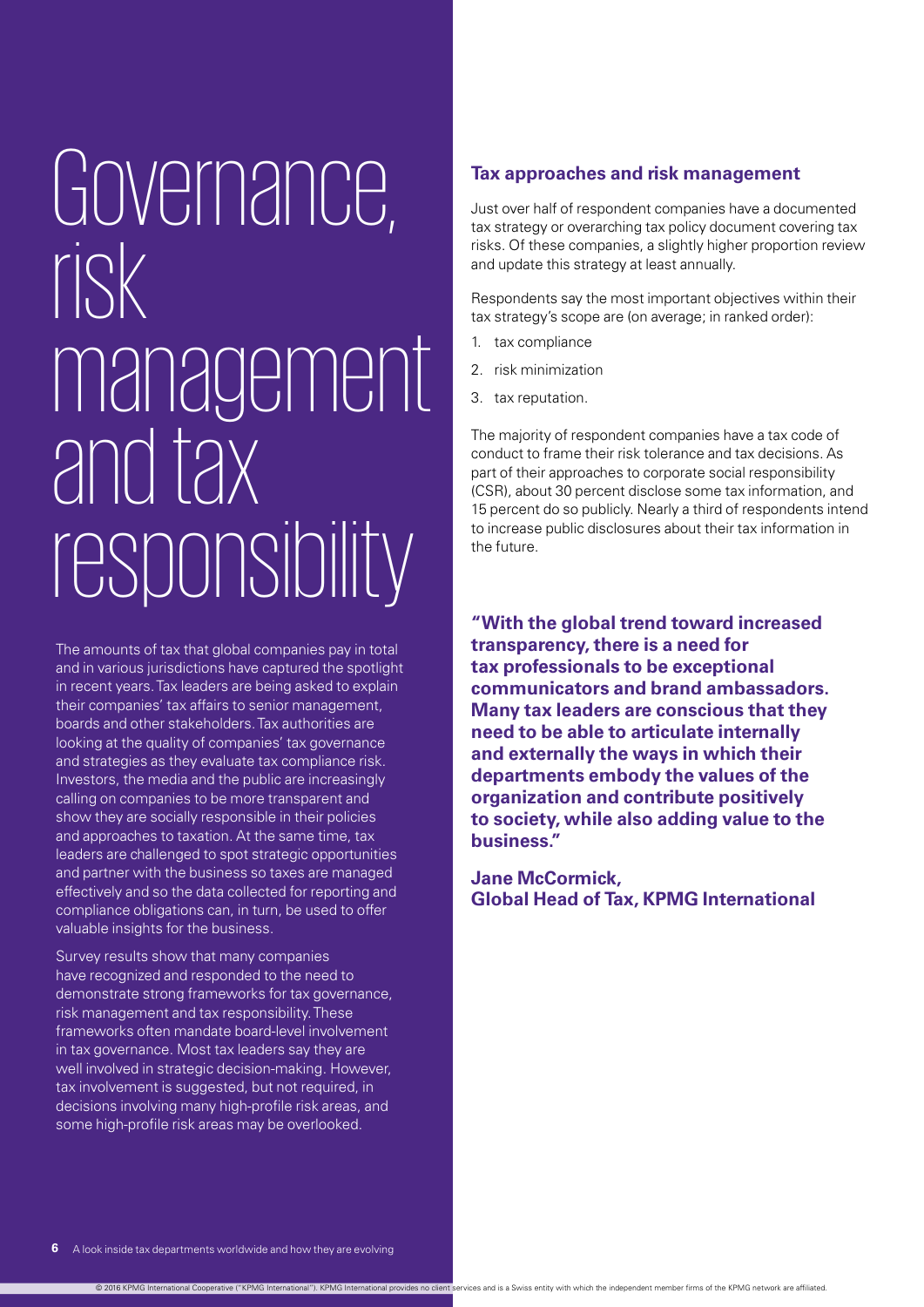# Governance, risk management and tax responsibility

The amounts of tax that global companies pay in total and in various jurisdictions have captured the spotlight in recent years. Tax leaders are being asked to explain their companies' tax affairs to senior management, boards and other stakeholders. Tax authorities are looking at the quality of companies' tax governance and strategies as they evaluate tax compliance risk. Investors, the media and the public are increasingly calling on companies to be more transparent and show they are socially responsible in their policies and approaches to taxation. At the same time, tax leaders are challenged to spot strategic opportunities and partner with the business so taxes are managed effectively and so the data collected for reporting and compliance obligations can, in turn, be used to offer valuable insights for the business.

Survey results show that many companies have recognized and responded to the need to demonstrate strong frameworks for tax governance, risk management and tax responsibility. These frameworks often mandate board-level involvement in tax governance. Most tax leaders say they are well involved in strategic decision-making. However, tax involvement is suggested, but not required, in decisions involving many high-profile risk areas, and some high-profile risk areas may be overlooked.

## Tax approaches and risk management

Just over half of respondent companies have a documented tax strategy or overarching tax policy document covering tax risks. Of these companies, a slightly higher proportion review and update this strategy at least annually.

Respondents say the most important objectives within their tax strategy's scope are (on average; in ranked order):

1. tax compliance
2. risk minimization
3. tax reputation.

The majority of respondent companies have a tax code of conduct to frame their risk tolerance and tax decisions. As part of their approaches to corporate social responsibility (CSR), about 30 percent disclose some tax information, and 15 percent do so publicly. Nearly a third of respondents intend to increase public disclosures about their tax information in the future.

**"With the global trend toward increased transparency, there is a need for tax professionals to be exceptional communicators and brand ambassadors. Many tax leaders are conscious that they need to be able to articulate internally and externally the ways in which their departments embody the values of the organization and contribute positively to society, while also adding value to the business."**

**Jane McCormick,**
**Global Head of Tax, KPMG International**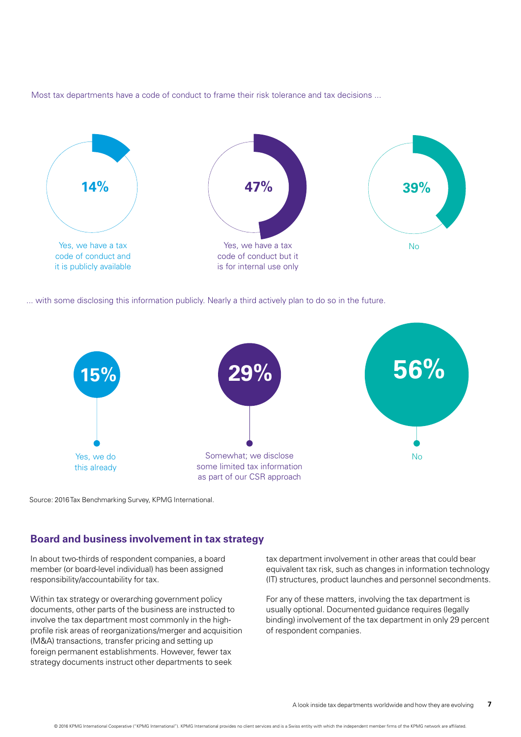Most tax departments have a code of conduct to frame their risk tolerance and tax decisions ...

**14%**

Yes, we have a tax code of conduct and it is publicly available

**47%**

Yes, we have a tax code of conduct but it is for internal use only

**39%**

No

... with some disclosing this information publicly. Nearly a third actively plan to do so in the future.

**15%**

Yes, we do this already

**29%**

Somewhat; we disclose some limited tax information as part of our CSR approach

**56%**

No

Source: 2016 Tax Benchmarking Survey, KPMG International.

## Board and business involvement in tax strategy

In about two-thirds of respondent companies, a board member (or board-level individual) has been assigned responsibility/accountability for tax.

Within tax strategy or overarching government policy documents, other parts of the business are instructed to involve the tax department most commonly in the high-profile risk areas of reorganizations/merger and acquisition (M&A) transactions, transfer pricing and setting up foreign permanent establishments. However, fewer tax strategy documents instruct other departments to seek tax department involvement in other areas that could bear equivalent tax risk, such as changes in information technology (IT) structures, product launches and personnel secondments.

For any of these matters, involving the tax department is usually optional. Documented guidance requires (legally binding) involvement of the tax department in only 29 percent of respondent companies.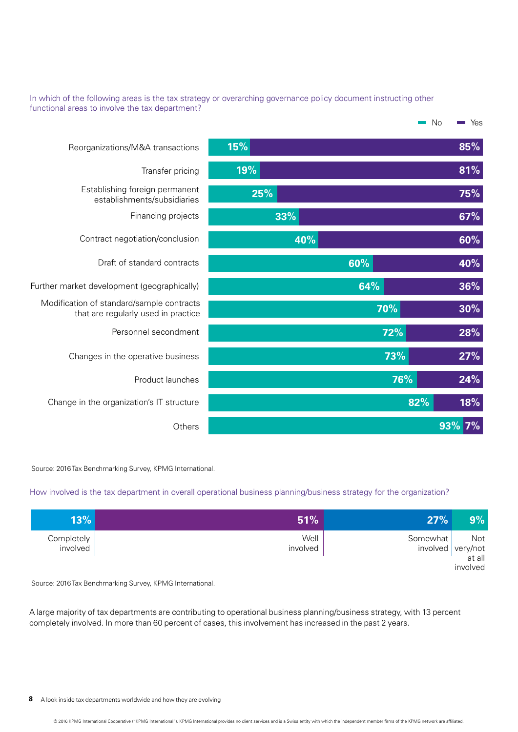In which of the following areas is the tax strategy or overarching governance policy document instructing other functional areas to involve the tax department?

| Area | No | Yes |
| --- | --- | --- |
| Reorganizations/M&A transactions | 15% | 85% |
| Transfer pricing | 19% | 81% |
| Establishing foreign permanent establishments/subsidiaries | 25% | 75% |
| Financing projects | 33% | 67% |
| Contract negotiation/conclusion | 40% | 60% |
| Draft of standard contracts | 60% | 40% |
| Further market development (geographically) | 64% | 36% |
| Modification of standard/sample contracts that are regularly used in practice | 70% | 30% |
| Personnel secondment | 72% | 28% |
| Changes in the operative business | 73% | 27% |
| Product launches | 76% | 24% |
| Change in the organization's IT structure | 82% | 18% |
| Others | 93% | 7% |

Source: 2016 Tax Benchmarking Survey, KPMG International.

How involved is the tax department in overall operational business planning/business strategy for the organization?

| Completely involved | Well involved | Somewhat involved | Not very/not at all involved |
| --- | --- | --- | --- |
| 13% | 51% | 27% | 9% |

Source: 2016 Tax Benchmarking Survey, KPMG International.

A large majority of tax departments are contributing to operational business planning/business strategy, with 13 percent completely involved. In more than 60 percent of cases, this involvement has increased in the past 2 years.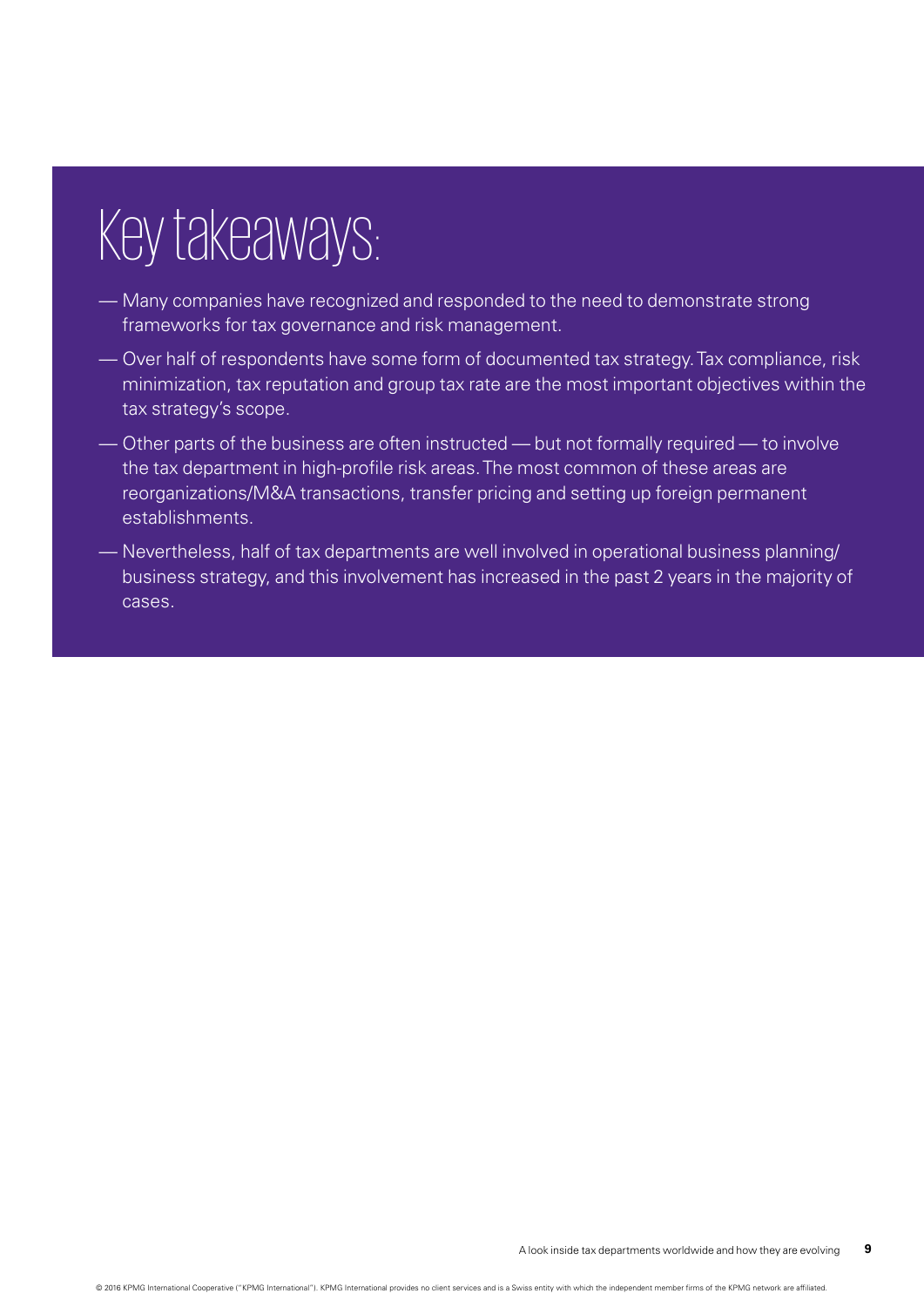# Key takeaways:

- Many companies have recognized and responded to the need to demonstrate strong frameworks for tax governance and risk management.
- Over half of respondents have some form of documented tax strategy. Tax compliance, risk minimization, tax reputation and group tax rate are the most important objectives within the tax strategy's scope.
- Other parts of the business are often instructed — but not formally required — to involve the tax department in high-profile risk areas. The most common of these areas are reorganizations/M&A transactions, transfer pricing and setting up foreign permanent establishments.
- Nevertheless, half of tax departments are well involved in operational business planning/ business strategy, and this involvement has increased in the past 2 years in the majority of cases.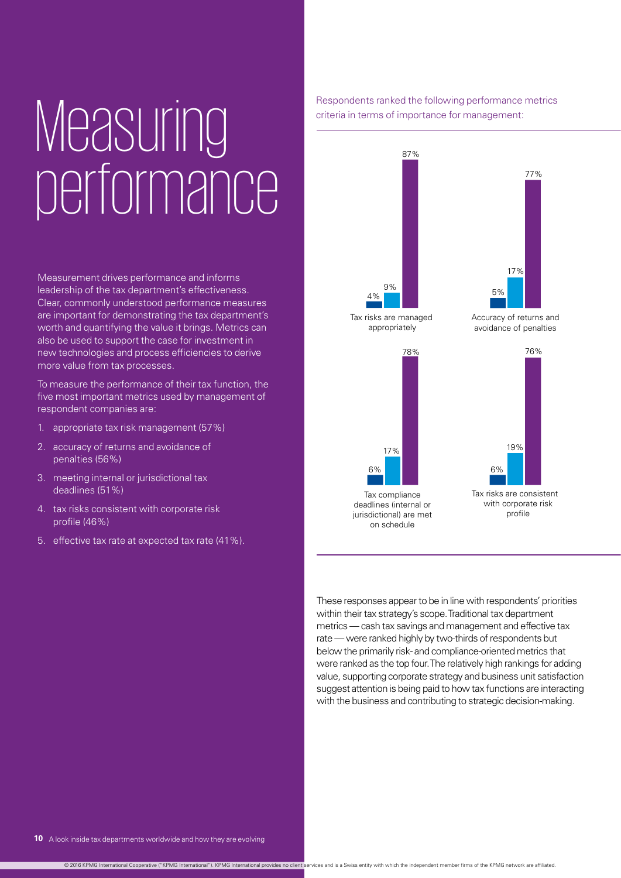# Measuring performance

Measurement drives performance and informs leadership of the tax department's effectiveness. Clear, commonly understood performance measures are important for demonstrating the tax department's worth and quantifying the value it brings. Metrics can also be used to support the case for investment in new technologies and process efficiencies to derive more value from tax processes.

To measure the performance of their tax function, the five most important metrics used by management of respondent companies are:

1. appropriate tax risk management (57%)
2. accuracy of returns and avoidance of penalties (56%)
3. meeting internal or jurisdictional tax deadlines (51%)
4. tax risks consistent with corporate risk profile (46%)
5. effective tax rate at expected tax rate (41%).

Respondents ranked the following performance metrics criteria in terms of importance for management:

| Criteria | | | |
|---|---|---|---|
| Tax risks are managed appropriately | 4% | 9% | 87% |
| Accuracy of returns and avoidance of penalties | 5% | 17% | 77% |
| Tax compliance deadlines (internal or jurisdictional) are met on schedule | 6% | 17% | 78% |
| Tax risks are consistent with corporate risk profile | 6% | 19% | 76% |

These responses appear to be in line with respondents' priorities within their tax strategy's scope. Traditional tax department metrics — cash tax savings and management and effective tax rate — were ranked highly by two-thirds of respondents but below the primarily risk- and compliance-oriented metrics that were ranked as the top four. The relatively high rankings for adding value, supporting corporate strategy and business unit satisfaction suggest attention is being paid to how tax functions are interacting with the business and contributing to strategic decision-making.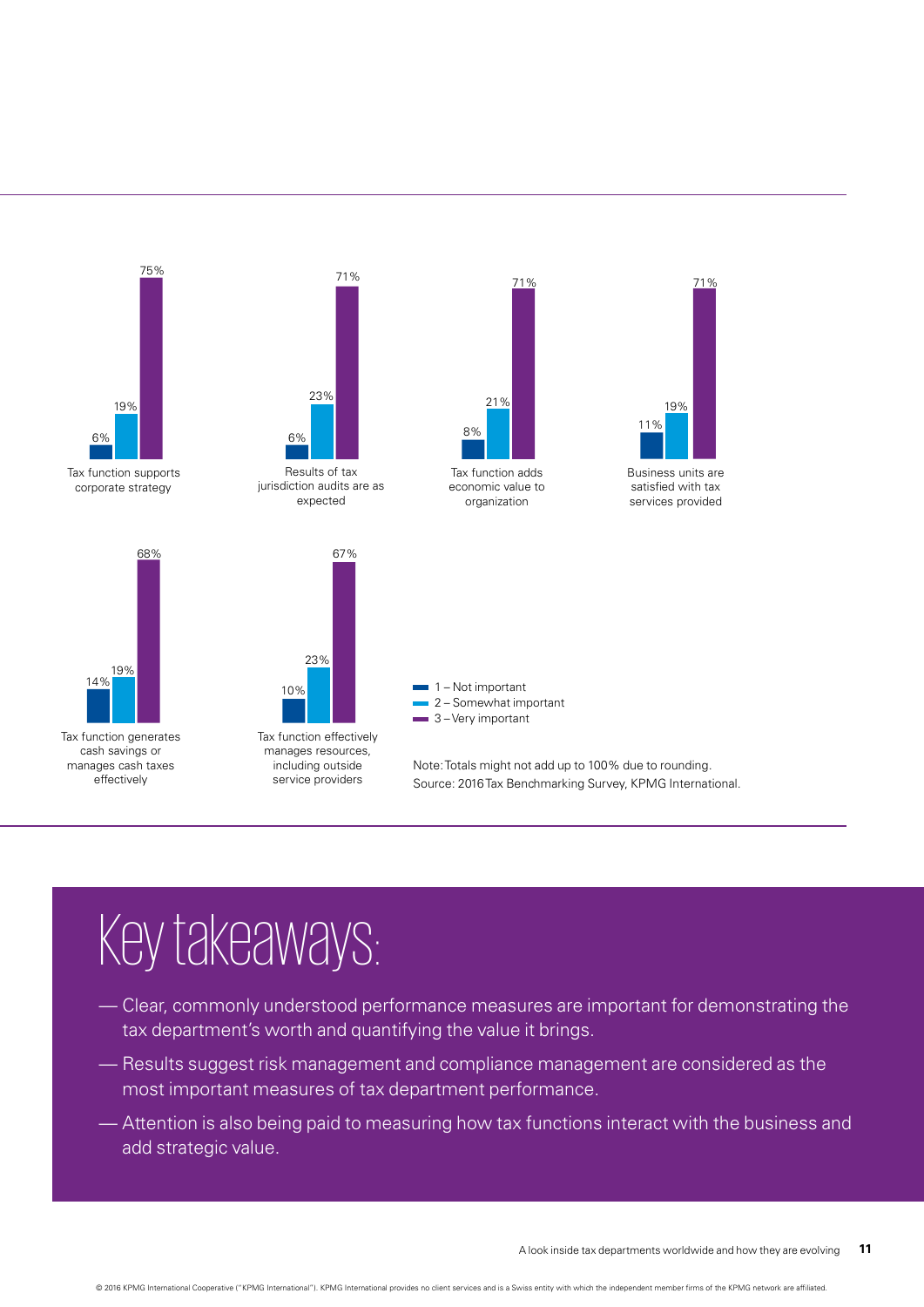| | 1 – Not important | 2 – Somewhat important | 3 – Very important |
|---|---|---|---|
| Tax function supports corporate strategy | 6% | 19% | 75% |
| Results of tax jurisdiction audits are as expected | 6% | 23% | 71% |
| Tax function adds economic value to organization | 8% | 21% | 71% |
| Business units are satisfied with tax services provided | 11% | 19% | 71% |
| Tax function generates cash savings or manages cash taxes effectively | 14% | 19% | 68% |
| Tax function effectively manages resources, including outside service providers | 10% | 23% | 67% |

Note: Totals might not add up to 100% due to rounding.
Source: 2016 Tax Benchmarking Survey, KPMG International.

# Key takeaways:

- Clear, commonly understood performance measures are important for demonstrating the tax department's worth and quantifying the value it brings.
- Results suggest risk management and compliance management are considered as the most important measures of tax department performance.
- Attention is also being paid to measuring how tax functions interact with the business and add strategic value.

© 2016 KPMG International Cooperative ("KPMG International"). KPMG International provides no client services and is a Swiss entity with which the independent member firms of the KPMG network are affiliated.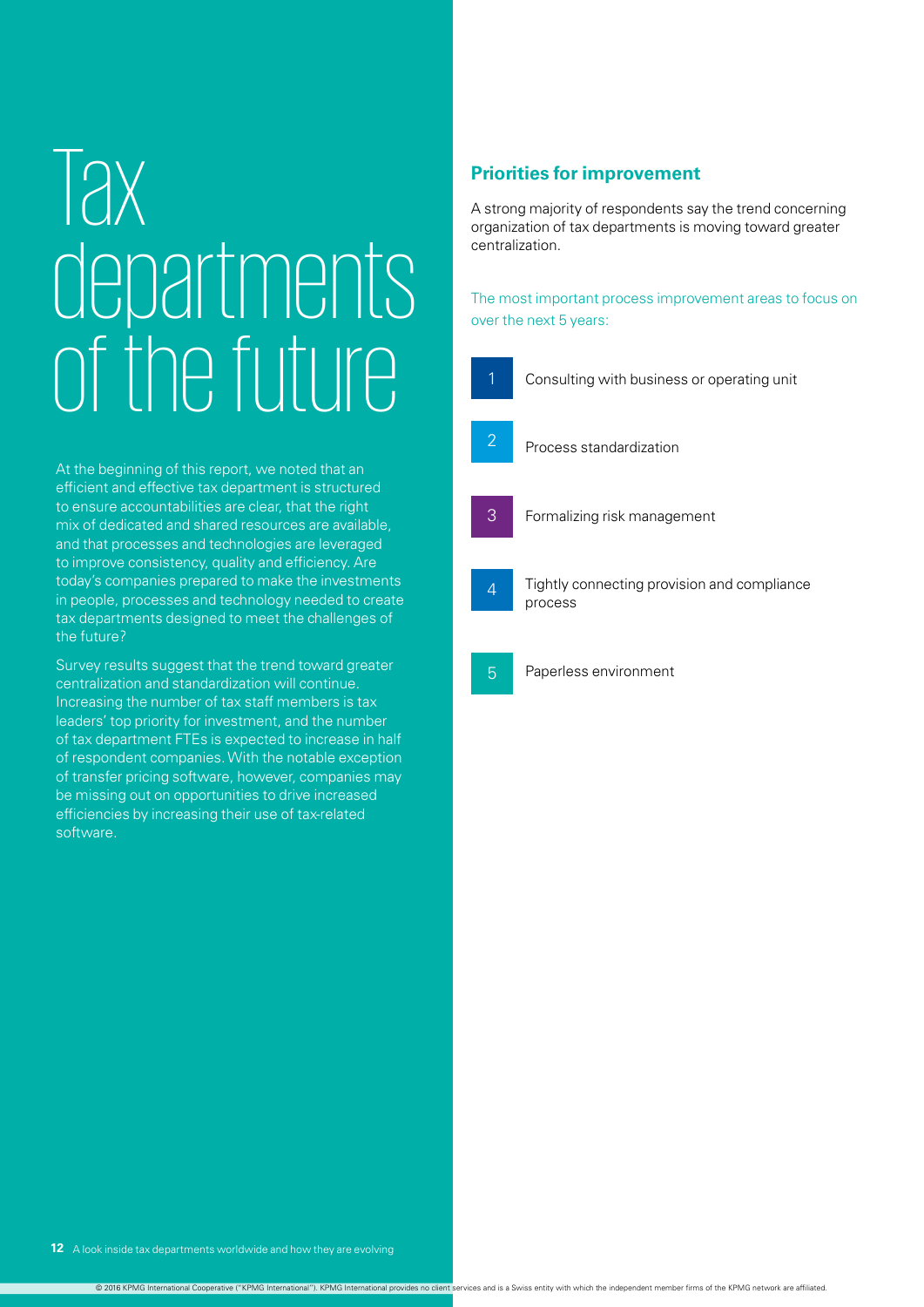# Tax departments of the future

At the beginning of this report, we noted that an efficient and effective tax department is structured to ensure accountabilities are clear, that the right mix of dedicated and shared resources are available, and that processes and technologies are leveraged to improve consistency, quality and efficiency. Are today's companies prepared to make the investments in people, processes and technology needed to create tax departments designed to meet the challenges of the future?

Survey results suggest that the trend toward greater centralization and standardization will continue. Increasing the number of tax staff members is tax leaders' top priority for investment, and the number of tax department FTEs is expected to increase in half of respondent companies. With the notable exception of transfer pricing software, however, companies may be missing out on opportunities to drive increased efficiencies by increasing their use of tax-related software.

## Priorities for improvement

A strong majority of respondents say the trend concerning organization of tax departments is moving toward greater centralization.

The most important process improvement areas to focus on over the next 5 years:

1. Consulting with business or operating unit
2. Process standardization
3. Formalizing risk management
4. Tightly connecting provision and compliance process
5. Paperless environment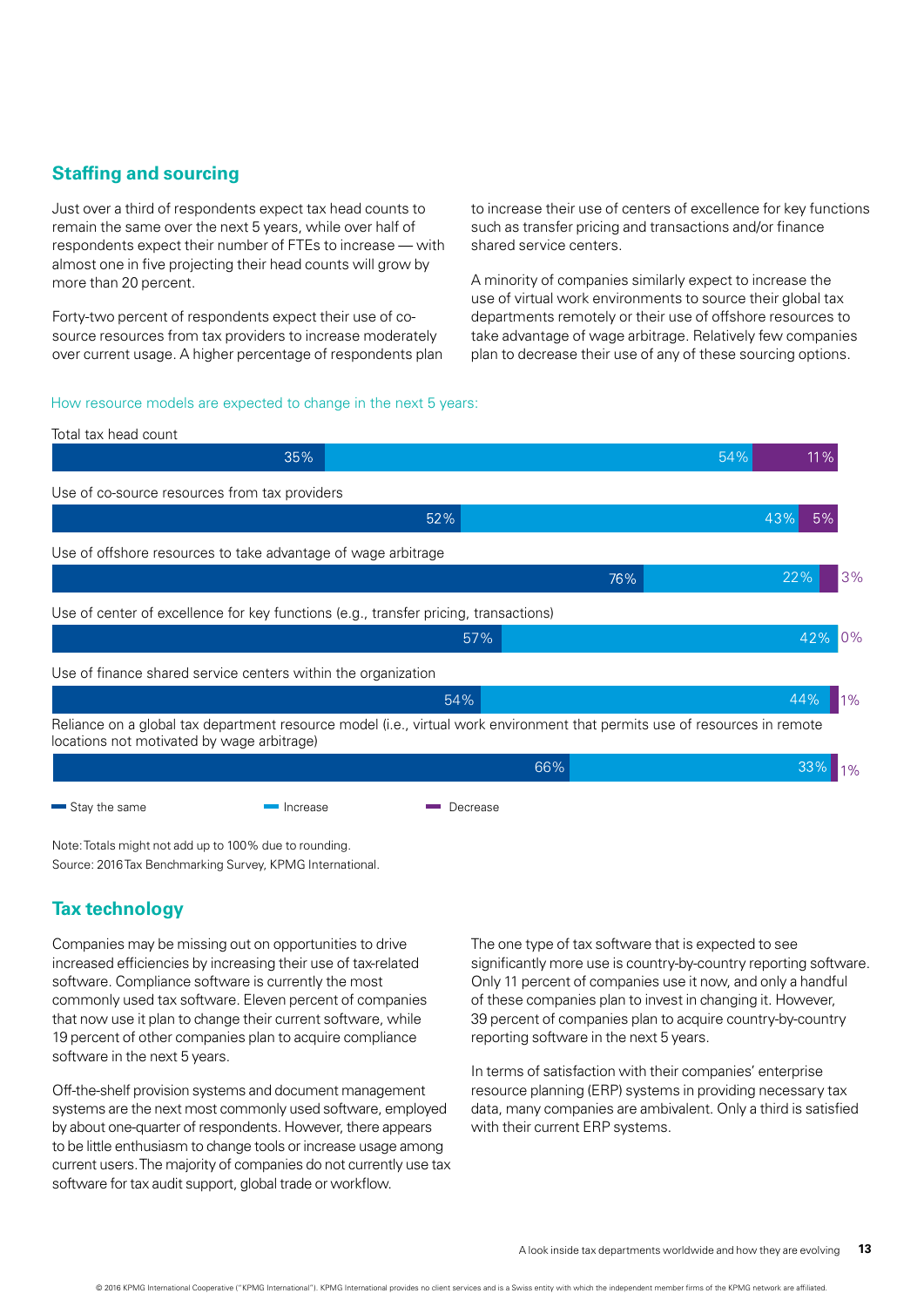## Staffing and sourcing

Just over a third of respondents expect tax head counts to remain the same over the next 5 years, while over half of respondents expect their number of FTEs to increase — with almost one in five projecting their head counts will grow by more than 20 percent.

Forty-two percent of respondents expect their use of co-source resources from tax providers to increase moderately over current usage. A higher percentage of respondents plan to increase their use of centers of excellence for key functions such as transfer pricing and transactions and/or finance shared service centers.

A minority of companies similarly expect to increase the use of virtual work environments to source their global tax departments remotely or their use of offshore resources to take advantage of wage arbitrage. Relatively few companies plan to decrease their use of any of these sourcing options.

How resource models are expected to change in the next 5 years:

| | Stay the same | Increase | Decrease |
|---|---|---|---|
| Total tax head count | 35% | 54% | 11% |
| Use of co-source resources from tax providers | 52% | 43% | 5% |
| Use of offshore resources to take advantage of wage arbitrage | 76% | 22% | 3% |
| Use of center of excellence for key functions (e.g., transfer pricing, transactions) | 57% | 42% | 0% |
| Use of finance shared service centers within the organization | 54% | 44% | 1% |
| Reliance on a global tax department resource model (i.e., virtual work environment that permits use of resources in remote locations not motivated by wage arbitrage) | 66% | 33% | 1% |

Note: Totals might not add up to 100% due to rounding.
Source: 2016 Tax Benchmarking Survey, KPMG International.

## Tax technology

Companies may be missing out on opportunities to drive increased efficiencies by increasing their use of tax-related software. Compliance software is currently the most commonly used tax software. Eleven percent of companies that now use it plan to change their current software, while 19 percent of other companies plan to acquire compliance software in the next 5 years.

Off-the-shelf provision systems and document management systems are the next most commonly used software, employed by about one-quarter of respondents. However, there appears to be little enthusiasm to change tools or increase usage among current users. The majority of companies do not currently use tax software for tax audit support, global trade or workflow.

The one type of tax software that is expected to see significantly more use is country-by-country reporting software. Only 11 percent of companies use it now, and only a handful of these companies plan to invest in changing it. However, 39 percent of companies plan to acquire country-by-country reporting software in the next 5 years.

In terms of satisfaction with their companies' enterprise resource planning (ERP) systems in providing necessary tax data, many companies are ambivalent. Only a third is satisfied with their current ERP systems.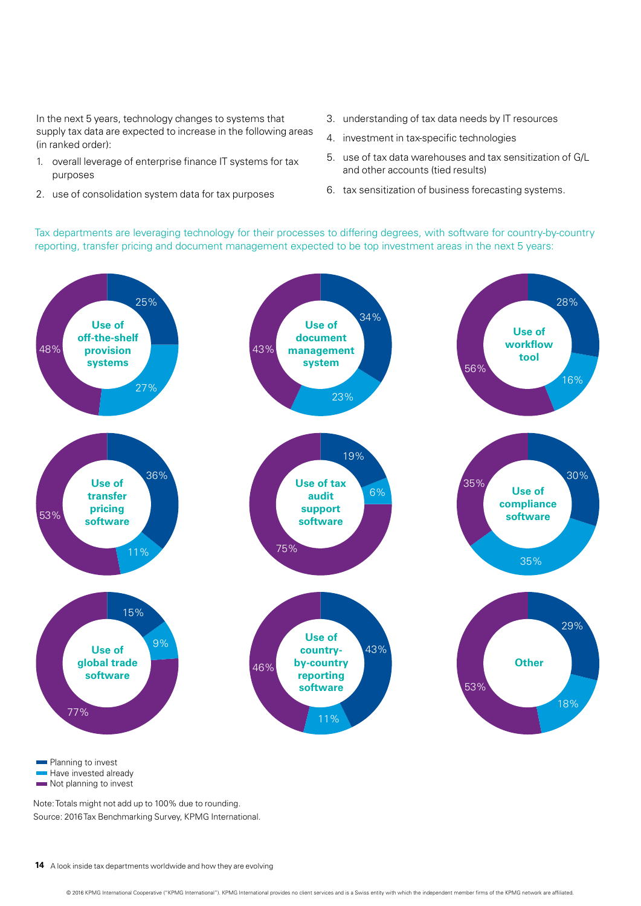In the next 5 years, technology changes to systems that supply tax data are expected to increase in the following areas (in ranked order):

1. overall leverage of enterprise finance IT systems for tax purposes
2. use of consolidation system data for tax purposes
3. understanding of tax data needs by IT resources
4. investment in tax-specific technologies
5. use of tax data warehouses and tax sensitization of G/L and other accounts (tied results)
6. tax sensitization of business forecasting systems.

Tax departments are leveraging technology for their processes to differing degrees, with software for country-by-country reporting, transfer pricing and document management expected to be top investment areas in the next 5 years:

| | Planning to invest | Have invested already | Not planning to invest |
|---|---|---|---|
| Use of off-the-shelf provision systems | 25% | 27% | 48% |
| Use of document management system | 34% | 23% | 43% |
| Use of workflow tool | 28% | 16% | 56% |
| Use of transfer pricing software | 36% | 11% | 53% |
| Use of tax audit support software | 19% | 6% | 75% |
| Use of compliance software | 30% | 35% | 35% |
| Use of global trade software | 15% | 9% | 77% |
| Use of country-by-country reporting software | 43% | 11% | 46% |
| Other | 29% | 18% | 53% |

Note: Totals might not add up to 100% due to rounding.
Source: 2016 Tax Benchmarking Survey, KPMG International.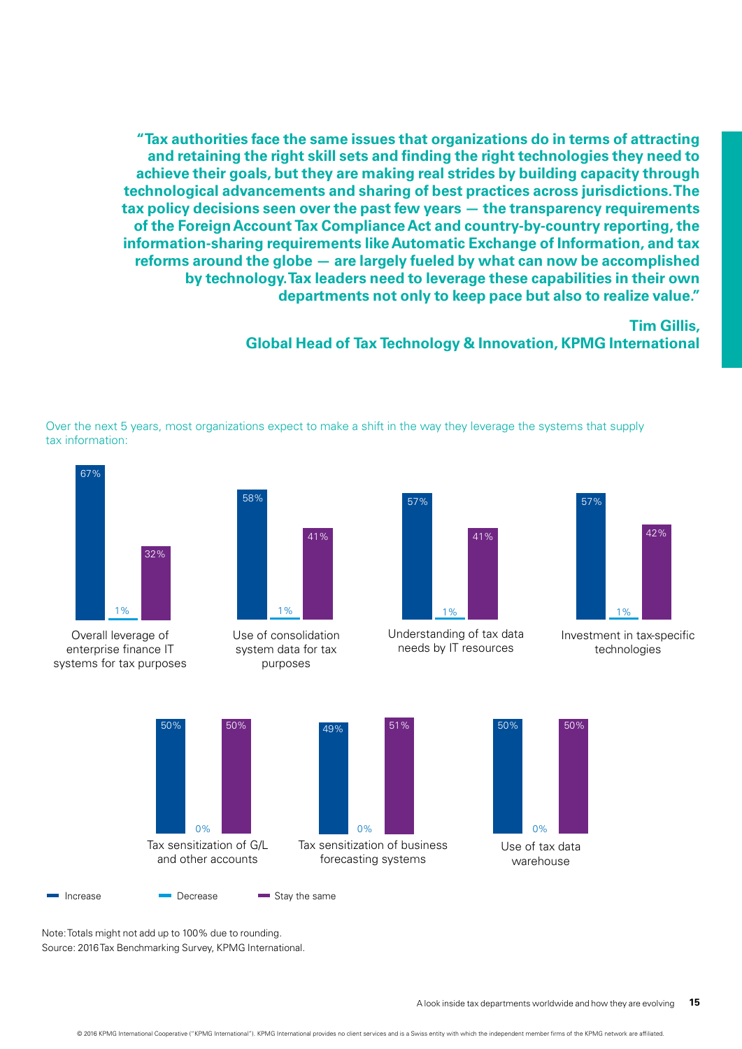**"Tax authorities face the same issues that organizations do in terms of attracting and retaining the right skill sets and finding the right technologies they need to achieve their goals, but they are making real strides by building capacity through technological advancements and sharing of best practices across jurisdictions. The tax policy decisions seen over the past few years — the transparency requirements of the Foreign Account Tax Compliance Act and country-by-country reporting, the information-sharing requirements like Automatic Exchange of Information, and tax reforms around the globe — are largely fueled by what can now be accomplished by technology. Tax leaders need to leverage these capabilities in their own departments not only to keep pace but also to realize value."**

**Tim Gillis,**
**Global Head of Tax Technology & Innovation, KPMG International**

Over the next 5 years, most organizations expect to make a shift in the way they leverage the systems that supply tax information:

| | Increase | Decrease | Stay the same |
|---|---|---|---|
| Overall leverage of enterprise finance IT systems for tax purposes | 67% | 1% | 32% |
| Use of consolidation system data for tax purposes | 58% | 1% | 41% |
| Understanding of tax data needs by IT resources | 57% | 1% | 41% |
| Investment in tax-specific technologies | 57% | 1% | 42% |
| Tax sensitization of G/L and other accounts | 50% | 0% | 50% |
| Tax sensitization of business forecasting systems | 49% | 0% | 51% |
| Use of tax data warehouse | 50% | 0% | 50% |

Note: Totals might not add up to 100% due to rounding.
Source: 2016 Tax Benchmarking Survey, KPMG International.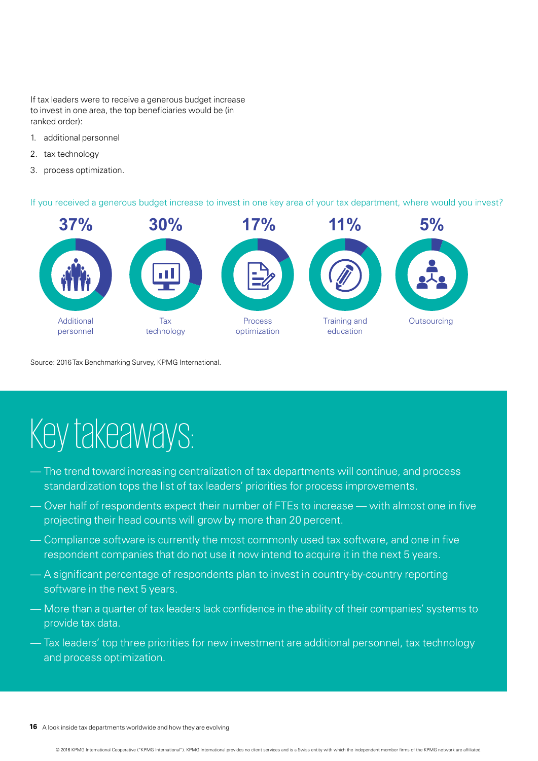If tax leaders were to receive a generous budget increase to invest in one area, the top beneficiaries would be (in ranked order):

1. additional personnel
2. tax technology
3. process optimization.

If you received a generous budget increase to invest in one key area of your tax department, where would you invest?

| Additional personnel | Tax technology | Process optimization | Training and education | Outsourcing |
|---|---|---|---|---|
| 37% | 30% | 17% | 11% | 5% |

Source: 2016 Tax Benchmarking Survey, KPMG International.

# Key takeaways:

- The trend toward increasing centralization of tax departments will continue, and process standardization tops the list of tax leaders' priorities for process improvements.
- Over half of respondents expect their number of FTEs to increase — with almost one in five projecting their head counts will grow by more than 20 percent.
- Compliance software is currently the most commonly used tax software, and one in five respondent companies that do not use it now intend to acquire it in the next 5 years.
- A significant percentage of respondents plan to invest in country-by-country reporting software in the next 5 years.
- More than a quarter of tax leaders lack confidence in the ability of their companies' systems to provide tax data.
- Tax leaders' top three priorities for new investment are additional personnel, tax technology and process optimization.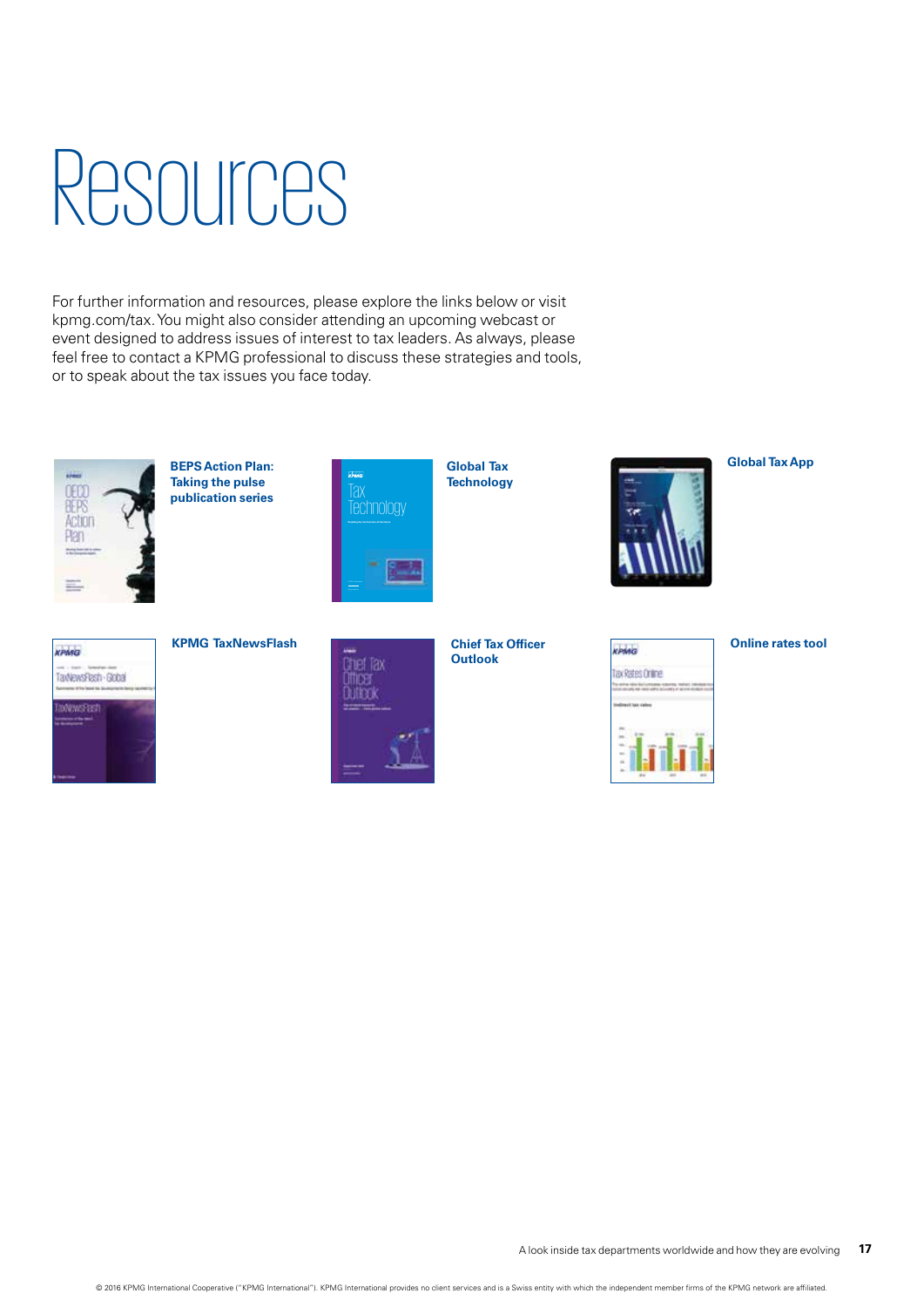# Resources

For further information and resources, please explore the links below or visit kpmg.com/tax. You might also consider attending an upcoming webcast or event designed to address issues of interest to tax leaders. As always, please feel free to contact a KPMG professional to discuss these strategies and tools, or to speak about the tax issues you face today.

**BEPS Action Plan: Taking the pulse publication series**

**Global Tax Technology**

**Global Tax App**

**KPMG TaxNewsFlash**

**Chief Tax Officer Outlook**

**Online rates tool**

© 2016 KPMG International Cooperative ("KPMG International"). KPMG International provides no client services and is a Swiss entity with which the independent member firms of the KPMG network are affiliated.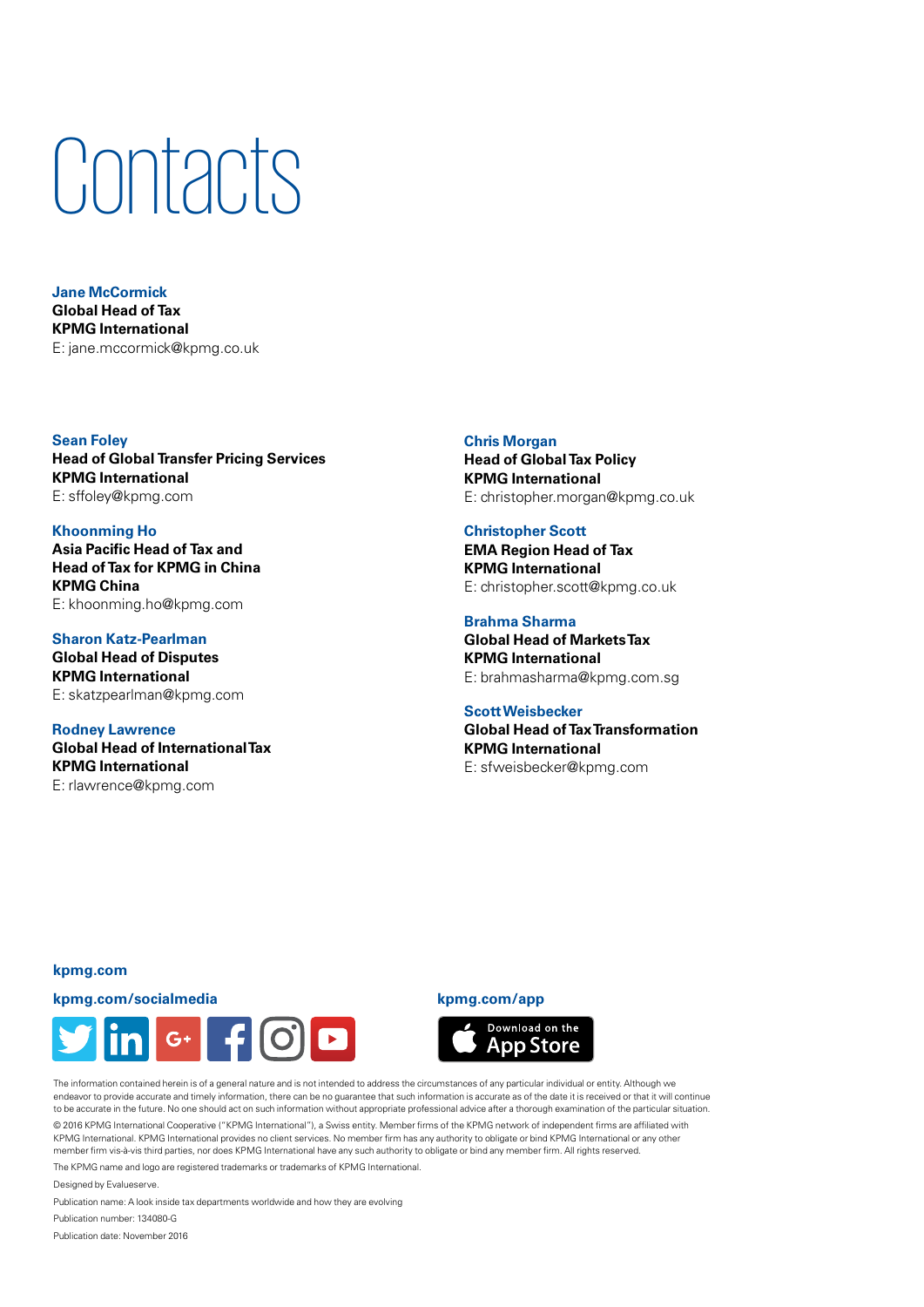# Contacts

**Jane McCormick**
**Global Head of Tax**
**KPMG International**
E: jane.mccormick@kpmg.co.uk

**Sean Foley**
**Head of Global Transfer Pricing Services**
**KPMG International**
E: sffoley@kpmg.com

**Khoonming Ho**
**Asia Pacific Head of Tax and**
**Head of Tax for KPMG in China**
**KPMG China**
E: khoonming.ho@kpmg.com

**Sharon Katz-Pearlman**
**Global Head of Disputes**
**KPMG International**
E: skatzpearlman@kpmg.com

**Rodney Lawrence**
**Global Head of International Tax**
**KPMG International**
E: rlawrence@kpmg.com

**Chris Morgan**
**Head of Global Tax Policy**
**KPMG International**
E: christopher.morgan@kpmg.co.uk

**Christopher Scott**
**EMA Region Head of Tax**
**KPMG International**
E: christopher.scott@kpmg.co.uk

**Brahma Sharma**
**Global Head of Markets Tax**
**KPMG International**
E: brahmasharma@kpmg.com.sg

**Scott Weisbecker**
**Global Head of Tax Transformation**
**KPMG International**
E: sfweisbecker@kpmg.com

**kpmg.com**

**kpmg.com/socialmedia**

**kpmg.com/app**

Download on the App Store

The information contained herein is of a general nature and is not intended to address the circumstances of any particular individual or entity. Although we endeavor to provide accurate and timely information, there can be no guarantee that such information is accurate as of the date it is received or that it will continue to be accurate in the future. No one should act on such information without appropriate professional advice after a thorough examination of the particular situation.

© 2016 KPMG International Cooperative ("KPMG International"), a Swiss entity. Member firms of the KPMG network of independent firms are affiliated with KPMG International. KPMG International provides no client services. No member firm has any authority to obligate or bind KPMG International or any other member firm vis-à-vis third parties, nor does KPMG International have any such authority to obligate or bind any member firm. All rights reserved.

The KPMG name and logo are registered trademarks or trademarks of KPMG International.

Designed by Evalueserve.

Publication name: A look inside tax departments worldwide and how they are evolving

Publication number: 134080-G

Publication date: November 2016